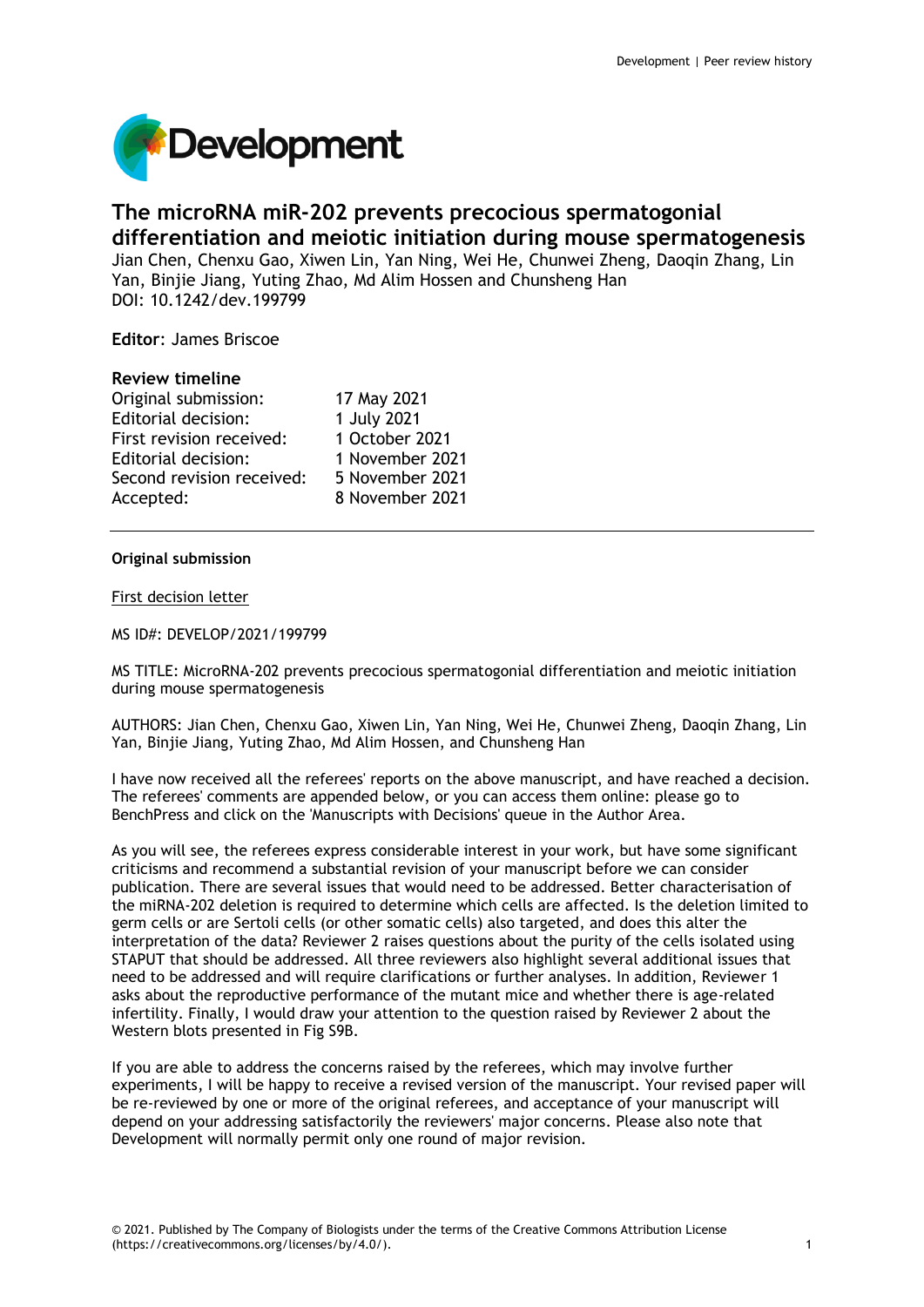# The microRNA miR-202 prevents precocious spermatogonial differentiation and meiotic initiation during mouse spermatogenesis

Jian Chen, Chenxu Gao, Xiwen Lin, Yan Ning, Wei He, Chunwei Zheng, Daoqin Zhang, Lin Yan, Binjie Jiang, Yuting Zhao, Md Alim Hossen and Chunsheng Han

DOI: 10.1242/dev.199799

**Editor**: James Briscoe

**Review timeline**

| | |
|---|---|
| Original submission: | 17 May 2021 |
| Editorial decision: | 1 July 2021 |
| First revision received: | 1 October 2021 |
| Editorial decision: | 1 November 2021 |
| Second revision received: | 5 November 2021 |
| Accepted: | 8 November 2021 |

---

**Original submission**

First decision letter

MS ID#: DEVELOP/2021/199799

MS TITLE: MicroRNA-202 prevents precocious spermatogonial differentiation and meiotic initiation during mouse spermatogenesis

AUTHORS: Jian Chen, Chenxu Gao, Xiwen Lin, Yan Ning, Wei He, Chunwei Zheng, Daoqin Zhang, Lin Yan, Binjie Jiang, Yuting Zhao, Md Alim Hossen, and Chunsheng Han

I have now received all the referees' reports on the above manuscript, and have reached a decision. The referees' comments are appended below, or you can access them online: please go to BenchPress and click on the 'Manuscripts with Decisions' queue in the Author Area.

As you will see, the referees express considerable interest in your work, but have some significant criticisms and recommend a substantial revision of your manuscript before we can consider publication. There are several issues that would need to be addressed. Better characterisation of the miRNA-202 deletion is required to determine which cells are affected. Is the deletion limited to germ cells or are Sertoli cells (or other somatic cells) also targeted, and does this alter the interpretation of the data? Reviewer 2 raises questions about the purity of the cells isolated using STAPUT that should be addressed. All three reviewers also highlight several additional issues that need to be addressed and will require clarifications or further analyses. In addition, Reviewer 1 asks about the reproductive performance of the mutant mice and whether there is age-related infertility. Finally, I would draw your attention to the question raised by Reviewer 2 about the Western blots presented in Fig S9B.

If you are able to address the concerns raised by the referees, which may involve further experiments, I will be happy to receive a revised version of the manuscript. Your revised paper will be re-reviewed by one or more of the original referees, and acceptance of your manuscript will depend on your addressing satisfactorily the reviewers' major concerns. Please also note that Development will normally permit only one round of major revision.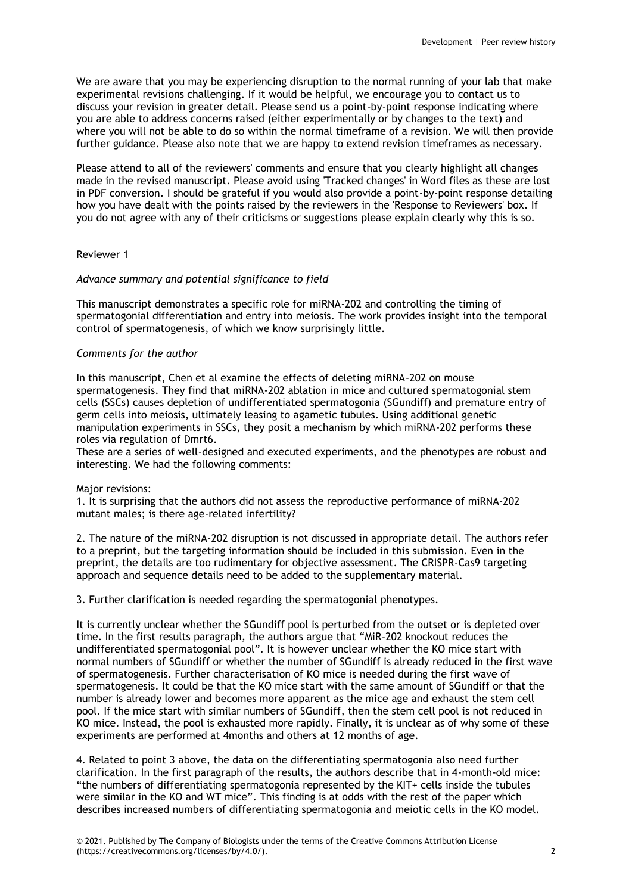We are aware that you may be experiencing disruption to the normal running of your lab that make experimental revisions challenging. If it would be helpful, we encourage you to contact us to discuss your revision in greater detail. Please send us a point-by-point response indicating where you are able to address concerns raised (either experimentally or by changes to the text) and where you will not be able to do so within the normal timeframe of a revision. We will then provide further guidance. Please also note that we are happy to extend revision timeframes as necessary.

Please attend to all of the reviewers' comments and ensure that you clearly highlight all changes made in the revised manuscript. Please avoid using 'Tracked changes' in Word files as these are lost in PDF conversion. I should be grateful if you would also provide a point-by-point response detailing how you have dealt with the points raised by the reviewers in the 'Response to Reviewers' box. If you do not agree with any of their criticisms or suggestions please explain clearly why this is so.

## Reviewer 1

### *Advance summary and potential significance to field*

This manuscript demonstrates a specific role for miRNA-202 and controlling the timing of spermatogonial differentiation and entry into meiosis. The work provides insight into the temporal control of spermatogenesis, of which we know surprisingly little.

### *Comments for the author*

In this manuscript, Chen et al examine the effects of deleting miRNA-202 on mouse spermatogenesis. They find that miRNA-202 ablation in mice and cultured spermatogonial stem cells (SSCs) causes depletion of undifferentiated spermatogonia (SGundiff) and premature entry of germ cells into meiosis, ultimately leasing to agametic tubules. Using additional genetic manipulation experiments in SSCs, they posit a mechanism by which miRNA-202 performs these roles via regulation of Dmrt6.

These are a series of well-designed and executed experiments, and the phenotypes are robust and interesting. We had the following comments:

Major revisions:

1. It is surprising that the authors did not assess the reproductive performance of miRNA-202 mutant males; is there age-related infertility?

2. The nature of the miRNA-202 disruption is not discussed in appropriate detail. The authors refer to a preprint, but the targeting information should be included in this submission. Even in the preprint, the details are too rudimentary for objective assessment. The CRISPR-Cas9 targeting approach and sequence details need to be added to the supplementary material.

3. Further clarification is needed regarding the spermatogonial phenotypes.

It is currently unclear whether the SGundiff pool is perturbed from the outset or is depleted over time. In the first results paragraph, the authors argue that "MiR-202 knockout reduces the undifferentiated spermatogonial pool". It is however unclear whether the KO mice start with normal numbers of SGundiff or whether the number of SGundiff is already reduced in the first wave of spermatogenesis. Further characterisation of KO mice is needed during the first wave of spermatogenesis. It could be that the KO mice start with the same amount of SGundiff or that the number is already lower and becomes more apparent as the mice age and exhaust the stem cell pool. If the mice start with similar numbers of SGundiff, then the stem cell pool is not reduced in KO mice. Instead, the pool is exhausted more rapidly. Finally, it is unclear as of why some of these experiments are performed at 4months and others at 12 months of age.

4. Related to point 3 above, the data on the differentiating spermatogonia also need further clarification. In the first paragraph of the results, the authors describe that in 4-month-old mice: "the numbers of differentiating spermatogonia represented by the KIT+ cells inside the tubules were similar in the KO and WT mice". This finding is at odds with the rest of the paper which describes increased numbers of differentiating spermatogonia and meiotic cells in the KO model.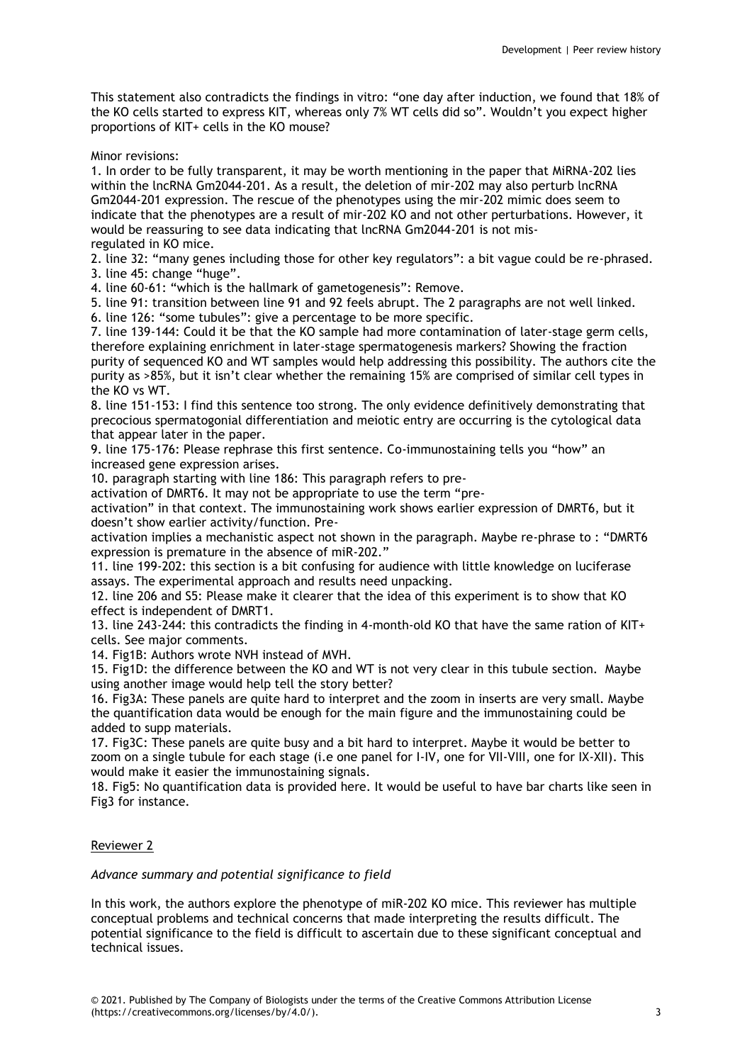This statement also contradicts the findings in vitro: “one day after induction, we found that 18% of the KO cells started to express KIT, whereas only 7% WT cells did so”. Wouldn’t you expect higher proportions of KIT+ cells in the KO mouse?

Minor revisions:

1. In order to be fully transparent, it may be worth mentioning in the paper that MiRNA-202 lies within the lncRNA Gm2044-201. As a result, the deletion of mir-202 may also perturb lncRNA Gm2044-201 expression. The rescue of the phenotypes using the mir-202 mimic does seem to indicate that the phenotypes are a result of mir-202 KO and not other perturbations. However, it would be reassuring to see data indicating that lncRNA Gm2044-201 is not mis-regulated in KO mice.
2. line 32: “many genes including those for other key regulators”: a bit vague could be re-phrased.
3. line 45: change “huge”.
4. line 60-61: “which is the hallmark of gametogenesis”: Remove.
5. line 91: transition between line 91 and 92 feels abrupt. The 2 paragraphs are not well linked.
6. line 126: “some tubules”: give a percentage to be more specific.
7. line 139-144: Could it be that the KO sample had more contamination of later-stage germ cells, therefore explaining enrichment in later-stage spermatogenesis markers? Showing the fraction purity of sequenced KO and WT samples would help addressing this possibility. The authors cite the purity as >85%, but it isn’t clear whether the remaining 15% are comprised of similar cell types in the KO vs WT.
8. line 151-153: I find this sentence too strong. The only evidence definitively demonstrating that precocious spermatogonial differentiation and meiotic entry are occurring is the cytological data that appear later in the paper.
9. line 175-176: Please rephrase this first sentence. Co-immunostaining tells you “how” an increased gene expression arises.
10. paragraph starting with line 186: This paragraph refers to pre-activation of DMRT6. It may not be appropriate to use the term “pre-activation” in that context. The immunostaining work shows earlier expression of DMRT6, but it doesn’t show earlier activity/function. Pre-activation implies a mechanistic aspect not shown in the paragraph. Maybe re-phrase to : “DMRT6 expression is premature in the absence of miR-202.”
11. line 199-202: this section is a bit confusing for audience with little knowledge on luciferase assays. The experimental approach and results need unpacking.
12. line 206 and S5: Please make it clearer that the idea of this experiment is to show that KO effect is independent of DMRT1.
13. line 243-244: this contradicts the finding in 4-month-old KO that have the same ration of KIT+ cells. See major comments.
14. Fig1B: Authors wrote NVH instead of MVH.
15. Fig1D: the difference between the KO and WT is not very clear in this tubule section. Maybe using another image would help tell the story better?
16. Fig3A: These panels are quite hard to interpret and the zoom in inserts are very small. Maybe the quantification data would be enough for the main figure and the immunostaining could be added to supp materials.
17. Fig3C: These panels are quite busy and a bit hard to interpret. Maybe it would be better to zoom on a single tubule for each stage (i.e one panel for I-IV, one for VII-VIII, one for IX-XII). This would make it easier the immunostaining signals.
18. Fig5: No quantification data is provided here. It would be useful to have bar charts like seen in Fig3 for instance.

## Reviewer 2

*Advance summary and potential significance to field*

In this work, the authors explore the phenotype of miR-202 KO mice. This reviewer has multiple conceptual problems and technical concerns that made interpreting the results difficult. The potential significance to the field is difficult to ascertain due to these significant conceptual and technical issues.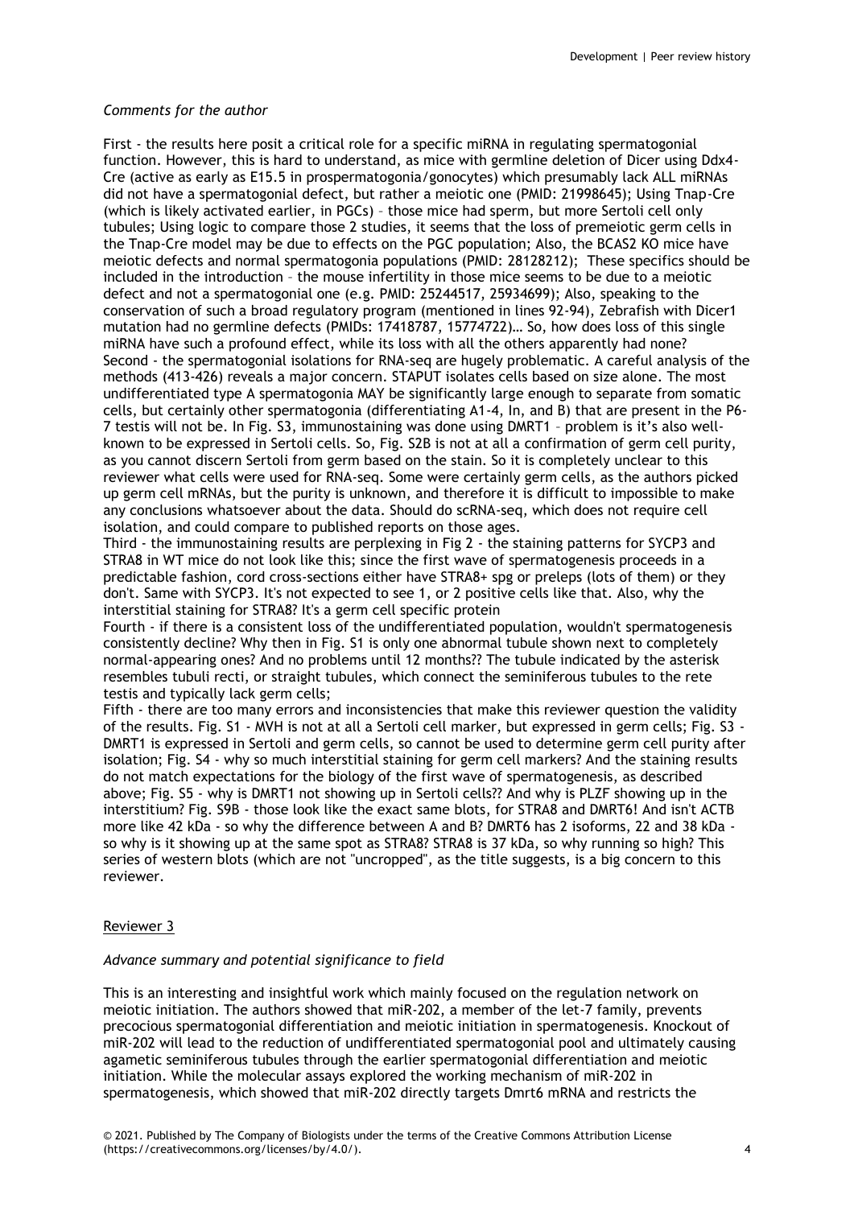*Comments for the author*

First - the results here posit a critical role for a specific miRNA in regulating spermatogonial function. However, this is hard to understand, as mice with germline deletion of Dicer using Ddx4-Cre (active as early as E15.5 in prospermatogonia/gonocytes) which presumably lack ALL miRNAs did not have a spermatogonial defect, but rather a meiotic one (PMID: 21998645); Using Tnap-Cre (which is likely activated earlier, in PGCs) – those mice had sperm, but more Sertoli cell only tubules; Using logic to compare those 2 studies, it seems that the loss of premeiotic germ cells in the Tnap-Cre model may be due to effects on the PGC population; Also, the BCAS2 KO mice have meiotic defects and normal spermatogonia populations (PMID: 28128212); These specifics should be included in the introduction – the mouse infertility in those mice seems to be due to a meiotic defect and not a spermatogonial one (e.g. PMID: 25244517, 25934699); Also, speaking to the conservation of such a broad regulatory program (mentioned in lines 92-94), Zebrafish with Dicer1 mutation had no germline defects (PMIDs: 17418787, 15774722)… So, how does loss of this single miRNA have such a profound effect, while its loss with all the others apparently had none?

Second - the spermatogonial isolations for RNA-seq are hugely problematic. A careful analysis of the methods (413-426) reveals a major concern. STAPUT isolates cells based on size alone. The most undifferentiated type A spermatogonia MAY be significantly large enough to separate from somatic cells, but certainly other spermatogonia (differentiating A1-4, In, and B) that are present in the P6-7 testis will not be. In Fig. S3, immunostaining was done using DMRT1 – problem is it's also well-known to be expressed in Sertoli cells. So, Fig. S2B is not at all a confirmation of germ cell purity, as you cannot discern Sertoli from germ based on the stain. So it is completely unclear to this reviewer what cells were used for RNA-seq. Some were certainly germ cells, as the authors picked up germ cell mRNAs, but the purity is unknown, and therefore it is difficult to impossible to make any conclusions whatsoever about the data. Should do scRNA-seq, which does not require cell isolation, and could compare to published reports on those ages.

Third - the immunostaining results are perplexing in Fig 2 - the staining patterns for SYCP3 and STRA8 in WT mice do not look like this; since the first wave of spermatogenesis proceeds in a predictable fashion, cord cross-sections either have STRA8+ spg or preleps (lots of them) or they don't. Same with SYCP3. It's not expected to see 1, or 2 positive cells like that. Also, why the interstitial staining for STRA8? It's a germ cell specific protein

Fourth - if there is a consistent loss of the undifferentiated population, wouldn't spermatogenesis consistently decline? Why then in Fig. S1 is only one abnormal tubule shown next to completely normal-appearing ones? And no problems until 12 months?? The tubule indicated by the asterisk resembles tubuli recti, or straight tubules, which connect the seminiferous tubules to the rete testis and typically lack germ cells;

Fifth - there are too many errors and inconsistencies that make this reviewer question the validity of the results. Fig. S1 - MVH is not at all a Sertoli cell marker, but expressed in germ cells; Fig. S3 - DMRT1 is expressed in Sertoli and germ cells, so cannot be used to determine germ cell purity after isolation; Fig. S4 - why so much interstitial staining for germ cell markers? And the staining results do not match expectations for the biology of the first wave of spermatogenesis, as described above; Fig. S5 - why is DMRT1 not showing up in Sertoli cells?? And why is PLZF showing up in the interstitium? Fig. S9B - those look like the exact same blots, for STRA8 and DMRT6! And isn't ACTB more like 42 kDa - so why the difference between A and B? DMRT6 has 2 isoforms, 22 and 38 kDa - so why is it showing up at the same spot as STRA8? STRA8 is 37 kDa, so why running so high? This series of western blots (which are not "uncropped", as the title suggests, is a big concern to this reviewer.

## Reviewer 3

*Advance summary and potential significance to field*

This is an interesting and insightful work which mainly focused on the regulation network on meiotic initiation. The authors showed that miR-202, a member of the let-7 family, prevents precocious spermatogonial differentiation and meiotic initiation in spermatogenesis. Knockout of miR-202 will lead to the reduction of undifferentiated spermatogonial pool and ultimately causing agametic seminiferous tubules through the earlier spermatogonial differentiation and meiotic initiation. While the molecular assays explored the working mechanism of miR-202 in spermatogenesis, which showed that miR-202 directly targets Dmrt6 mRNA and restricts the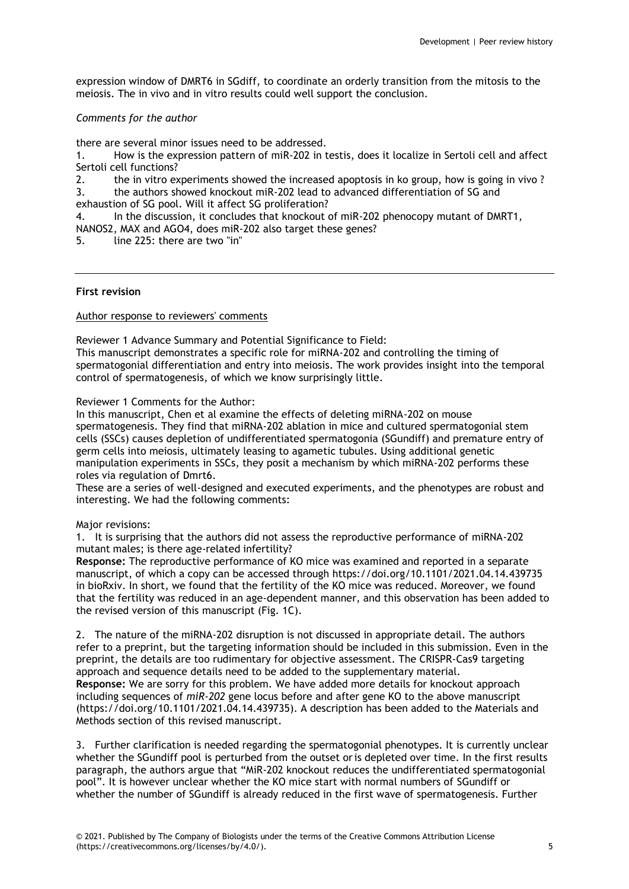expression window of DMRT6 in SGdiff, to coordinate an orderly transition from the mitosis to the meiosis. The in vivo and in vitro results could well support the conclusion.

*Comments for the author*

there are several minor issues need to be addressed.

1. How is the expression pattern of miR-202 in testis, does it localize in Sertoli cell and affect Sertoli cell functions?
2. the in vitro experiments showed the increased apoptosis in ko group, how is going in vivo ?
3. the authors showed knockout miR-202 lead to advanced differentiation of SG and exhaustion of SG pool. Will it affect SG proliferation?
4. In the discussion, it concludes that knockout of miR-202 phenocopy mutant of DMRT1, NANOS2, MAX and AGO4, does miR-202 also target these genes?
5. line 225: there are two "in"

---

**First revision**

Author response to reviewers' comments

Reviewer 1 Advance Summary and Potential Significance to Field:
This manuscript demonstrates a specific role for miRNA-202 and controlling the timing of spermatogonial differentiation and entry into meiosis. The work provides insight into the temporal control of spermatogenesis, of which we know surprisingly little.

Reviewer 1 Comments for the Author:
In this manuscript, Chen et al examine the effects of deleting miRNA-202 on mouse spermatogenesis. They find that miRNA-202 ablation in mice and cultured spermatogonial stem cells (SSCs) causes depletion of undifferentiated spermatogonia (SGundiff) and premature entry of germ cells into meiosis, ultimately leasing to agametic tubules. Using additional genetic manipulation experiments in SSCs, they posit a mechanism by which miRNA-202 performs these roles via regulation of Dmrt6.
These are a series of well-designed and executed experiments, and the phenotypes are robust and interesting. We had the following comments:

Major revisions:

1. It is surprising that the authors did not assess the reproductive performance of miRNA-202 mutant males; is there age-related infertility?

**Response:** The reproductive performance of KO mice was examined and reported in a separate manuscript, of which a copy can be accessed through https://doi.org/10.1101/2021.04.14.439735 in bioRxiv. In short, we found that the fertility of the KO mice was reduced. Moreover, we found that the fertility was reduced in an age-dependent manner, and this observation has been added to the revised version of this manuscript (Fig. 1C).

2. The nature of the miRNA-202 disruption is not discussed in appropriate detail. The authors refer to a preprint, but the targeting information should be included in this submission. Even in the preprint, the details are too rudimentary for objective assessment. The CRISPR-Cas9 targeting approach and sequence details need to be added to the supplementary material.

**Response:** We are sorry for this problem. We have added more details for knockout approach including sequences of *miR-202* gene locus before and after gene KO to the above manuscript (https://doi.org/10.1101/2021.04.14.439735). A description has been added to the Materials and Methods section of this revised manuscript.

3. Further clarification is needed regarding the spermatogonial phenotypes. It is currently unclear whether the SGundiff pool is perturbed from the outset or is depleted over time. In the first results paragraph, the authors argue that "MiR-202 knockout reduces the undifferentiated spermatogonial pool". It is however unclear whether the KO mice start with normal numbers of SGundiff or whether the number of SGundiff is already reduced in the first wave of spermatogenesis. Further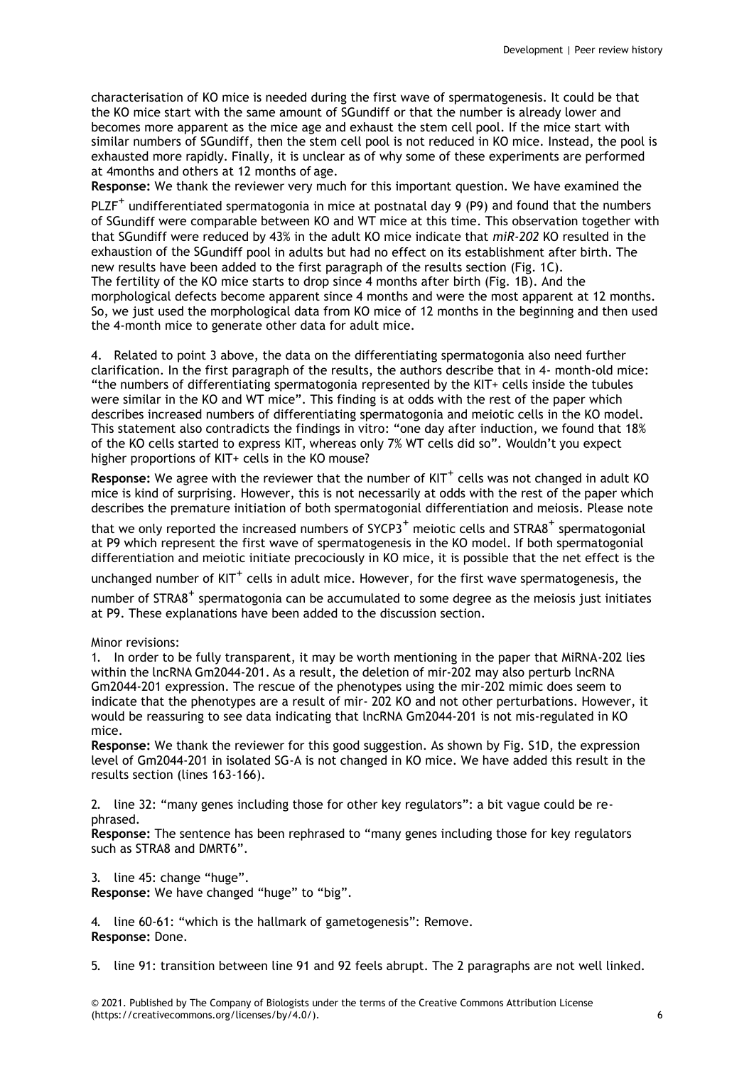characterisation of KO mice is needed during the first wave of spermatogenesis. It could be that the KO mice start with the same amount of SGundiff or that the number is already lower and becomes more apparent as the mice age and exhaust the stem cell pool. If the mice start with similar numbers of SGundiff, then the stem cell pool is not reduced in KO mice. Instead, the pool is exhausted more rapidly. Finally, it is unclear as of why some of these experiments are performed at 4months and others at 12 months of age.

**Response:** We thank the reviewer very much for this important question. We have examined the $PLZF^+$ undifferentiated spermatogonia in mice at postnatal day 9 (P9) and found that the numbers of SGundiff were comparable between KO and WT mice at this time. This observation together with that SGundiff were reduced by 43% in the adult KO mice indicate that *miR-202* KO resulted in the exhaustion of the SGundiff pool in adults but had no effect on its establishment after birth. The new results have been added to the first paragraph of the results section (Fig. 1C).

The fertility of the KO mice starts to drop since 4 months after birth (Fig. 1B). And the morphological defects become apparent since 4 months and were the most apparent at 12 months. So, we just used the morphological data from KO mice of 12 months in the beginning and then used the 4-month mice to generate other data for adult mice.

4. Related to point 3 above, the data on the differentiating spermatogonia also need further clarification. In the first paragraph of the results, the authors describe that in 4- month-old mice: "the numbers of differentiating spermatogonia represented by the KIT+ cells inside the tubules were similar in the KO and WT mice". This finding is at odds with the rest of the paper which describes increased numbers of differentiating spermatogonia and meiotic cells in the KO model. This statement also contradicts the findings in vitro: "one day after induction, we found that 18% of the KO cells started to express KIT, whereas only 7% WT cells did so". Wouldn't you expect higher proportions of KIT+ cells in the KO mouse?

**Response:** We agree with the reviewer that the number of $KIT^+$ cells was not changed in adult KO mice is kind of surprising. However, this is not necessarily at odds with the rest of the paper which describes the premature initiation of both spermatogonial differentiation and meiosis. Please note that we only reported the increased numbers of $SYCP3^+$ meiotic cells and $STRA8^+$ spermatogonial at P9 which represent the first wave of spermatogenesis in the KO model. If both spermatogonial differentiation and meiotic initiate precociously in KO mice, it is possible that the net effect is the unchanged number of $KIT^+$ cells in adult mice. However, for the first wave spermatogenesis, the number of $STRA8^+$ spermatogonia can be accumulated to some degree as the meiosis just initiates at P9. These explanations have been added to the discussion section.

Minor revisions:

1. In order to be fully transparent, it may be worth mentioning in the paper that MiRNA-202 lies within the lncRNA Gm2044-201. As a result, the deletion of mir-202 may also perturb lncRNA Gm2044-201 expression. The rescue of the phenotypes using the mir-202 mimic does seem to indicate that the phenotypes are a result of mir- 202 KO and not other perturbations. However, it would be reassuring to see data indicating that lncRNA Gm2044-201 is not mis-regulated in KO mice.

**Response:** We thank the reviewer for this good suggestion. As shown by Fig. S1D, the expression level of Gm2044-201 in isolated SG-A is not changed in KO mice. We have added this result in the results section (lines 163-166).

2. line 32: "many genes including those for other key regulators": a bit vague could be re-phrased.

**Response:** The sentence has been rephrased to "many genes including those for key regulators such as STRA8 and DMRT6".

3. line 45: change "huge".

**Response:** We have changed "huge" to "big".

4. line 60-61: "which is the hallmark of gametogenesis": Remove.

**Response:** Done.

5. line 91: transition between line 91 and 92 feels abrupt. The 2 paragraphs are not well linked.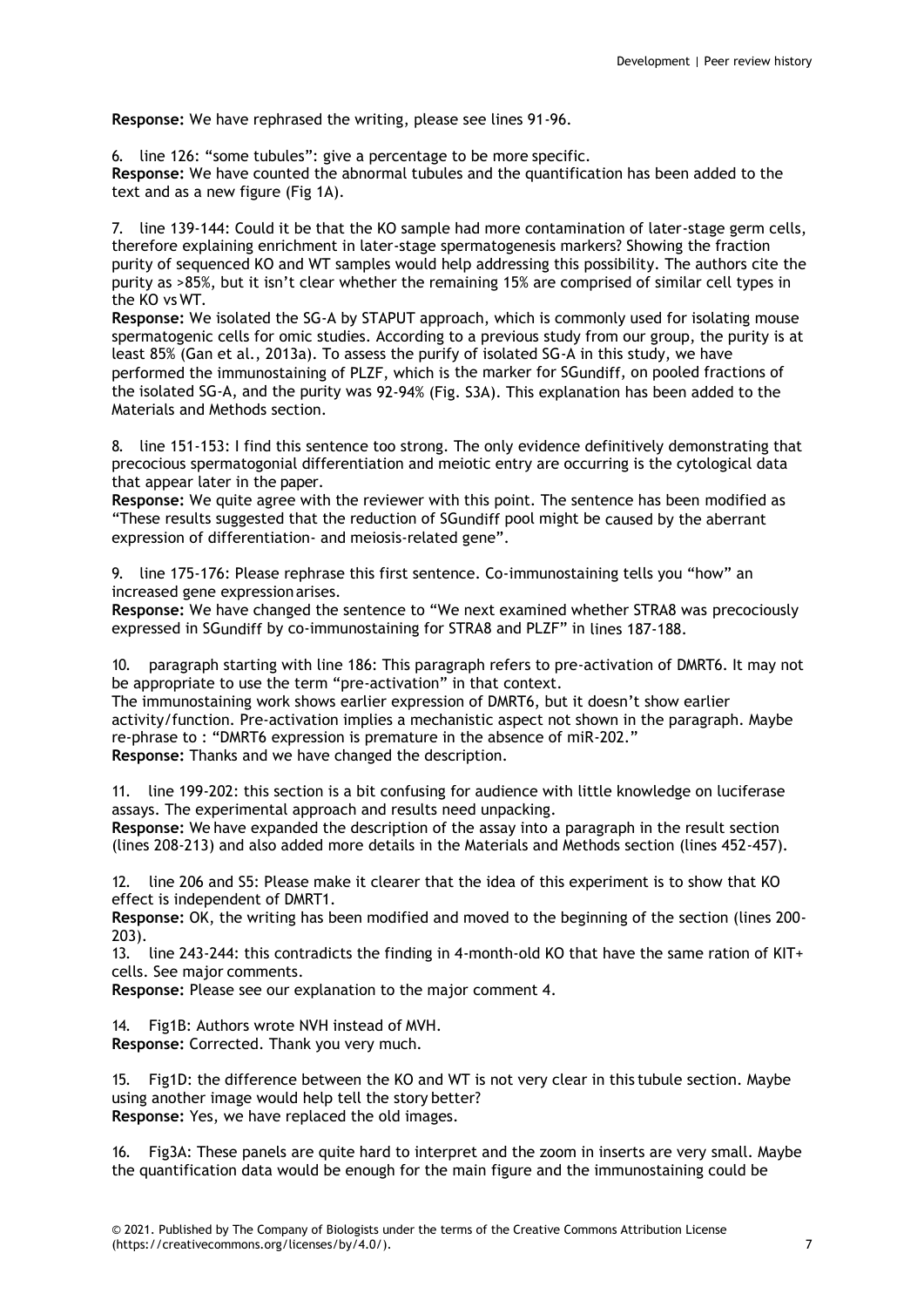**Response:** We have rephrased the writing, please see lines 91-96.

6. line 126: "some tubules": give a percentage to be more specific.
**Response:** We have counted the abnormal tubules and the quantification has been added to the text and as a new figure (Fig 1A).

7. line 139-144: Could it be that the KO sample had more contamination of later-stage germ cells, therefore explaining enrichment in later-stage spermatogenesis markers? Showing the fraction purity of sequenced KO and WT samples would help addressing this possibility. The authors cite the purity as >85%, but it isn't clear whether the remaining 15% are comprised of similar cell types in the KO vs WT.
**Response:** We isolated the SG-A by STAPUT approach, which is commonly used for isolating mouse spermatogenic cells for omic studies. According to a previous study from our group, the purity is at least 85% (Gan et al., 2013a). To assess the purify of isolated SG-A in this study, we have performed the immunostaining of PLZF, which is the marker for SGundiff, on pooled fractions of the isolated SG-A, and the purity was 92-94% (Fig. S3A). This explanation has been added to the Materials and Methods section.

8. line 151-153: I find this sentence too strong. The only evidence definitively demonstrating that precocious spermatogonial differentiation and meiotic entry are occurring is the cytological data that appear later in the paper.
**Response:** We quite agree with the reviewer with this point. The sentence has been modified as "These results suggested that the reduction of SGundiff pool might be caused by the aberrant expression of differentiation- and meiosis-related gene".

9. line 175-176: Please rephrase this first sentence. Co-immunostaining tells you "how" an increased gene expression arises.
**Response:** We have changed the sentence to "We next examined whether STRA8 was precociously expressed in SGundiff by co-immunostaining for STRA8 and PLZF" in lines 187-188.

10. paragraph starting with line 186: This paragraph refers to pre-activation of DMRT6. It may not be appropriate to use the term "pre-activation" in that context.
The immunostaining work shows earlier expression of DMRT6, but it doesn't show earlier activity/function. Pre-activation implies a mechanistic aspect not shown in the paragraph. Maybe re-phrase to : "DMRT6 expression is premature in the absence of miR-202."
**Response:** Thanks and we have changed the description.

11. line 199-202: this section is a bit confusing for audience with little knowledge on luciferase assays. The experimental approach and results need unpacking.
**Response:** We have expanded the description of the assay into a paragraph in the result section (lines 208-213) and also added more details in the Materials and Methods section (lines 452-457).

12. line 206 and S5: Please make it clearer that the idea of this experiment is to show that KO effect is independent of DMRT1.
**Response:** OK, the writing has been modified and moved to the beginning of the section (lines 200-203).

13. line 243-244: this contradicts the finding in 4-month-old KO that have the same ration of KIT+ cells. See major comments.
**Response:** Please see our explanation to the major comment 4.

14. Fig1B: Authors wrote NVH instead of MVH.
**Response:** Corrected. Thank you very much.

15. Fig1D: the difference between the KO and WT is not very clear in this tubule section. Maybe using another image would help tell the story better?
**Response:** Yes, we have replaced the old images.

16. Fig3A: These panels are quite hard to interpret and the zoom in inserts are very small. Maybe the quantification data would be enough for the main figure and the immunostaining could be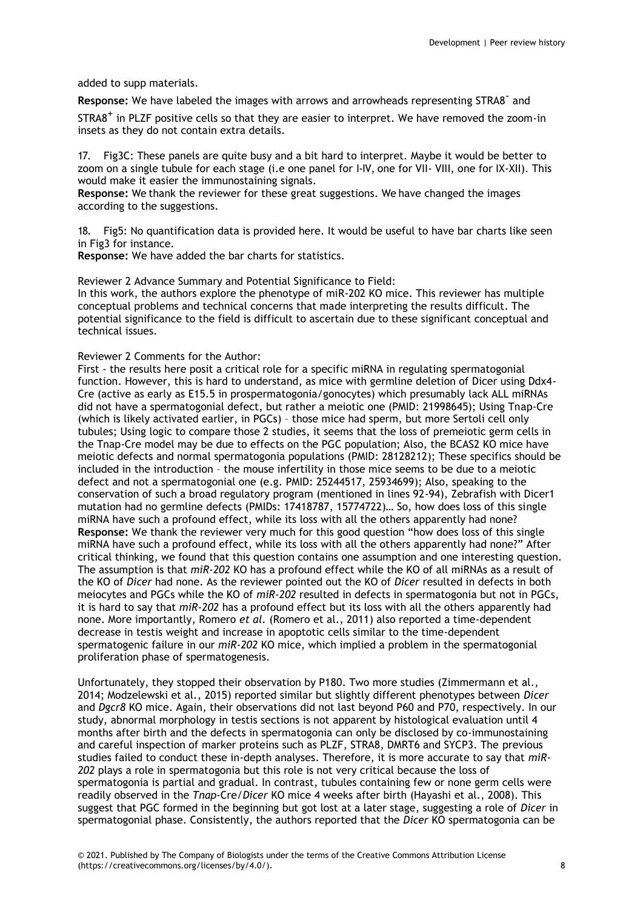added to supp materials.

**Response:** We have labeled the images with arrows and arrowheads representing STRA8$^{-}$ and STRA8$^{+}$ in PLZF positive cells so that they are easier to interpret. We have removed the zoom-in insets as they do not contain extra details.

17. Fig3C: These panels are quite busy and a bit hard to interpret. Maybe it would be better to zoom on a single tubule for each stage (i.e one panel for I-IV, one for VII- VIII, one for IX-XII). This would make it easier the immunostaining signals.
**Response:** We thank the reviewer for these great suggestions. We have changed the images according to the suggestions.

18. Fig5: No quantification data is provided here. It would be useful to have bar charts like seen in Fig3 for instance.
**Response:** We have added the bar charts for statistics.

Reviewer 2 Advance Summary and Potential Significance to Field:
In this work, the authors explore the phenotype of miR-202 KO mice. This reviewer has multiple conceptual problems and technical concerns that made interpreting the results difficult. The potential significance to the field is difficult to ascertain due to these significant conceptual and technical issues.

Reviewer 2 Comments for the Author:
First - the results here posit a critical role for a specific miRNA in regulating spermatogonial function. However, this is hard to understand, as mice with germline deletion of Dicer using Ddx4-Cre (active as early as E15.5 in prospermatogonia/gonocytes) which presumably lack ALL miRNAs did not have a spermatogonial defect, but rather a meiotic one (PMID: 21998645); Using Tnap-Cre (which is likely activated earlier, in PGCs) – those mice had sperm, but more Sertoli cell only tubules; Using logic to compare those 2 studies, it seems that the loss of premeiotic germ cells in the Tnap-Cre model may be due to effects on the PGC population; Also, the BCAS2 KO mice have meiotic defects and normal spermatogonia populations (PMID: 28128212); These specifics should be included in the introduction – the mouse infertility in those mice seems to be due to a meiotic defect and not a spermatogonial one (e.g. PMID: 25244517, 25934699); Also, speaking to the conservation of such a broad regulatory program (mentioned in lines 92-94), Zebrafish with Dicer1 mutation had no germline defects (PMIDs: 17418787, 15774722)… So, how does loss of this single miRNA have such a profound effect, while its loss with all the others apparently had none?
**Response:** We thank the reviewer very much for this good question "how does loss of this single miRNA have such a profound effect, while its loss with all the others apparently had none?" After critical thinking, we found that this question contains one assumption and one interesting question. The assumption is that *miR-202* KO has a profound effect while the KO of all miRNAs as a result of the KO of *Dicer* had none. As the reviewer pointed out the KO of *Dicer* resulted in defects in both meiocytes and PGCs while the KO of *miR-202* resulted in defects in spermatogonia but not in PGCs, it is hard to say that *miR-202* has a profound effect but its loss with all the others apparently had none. More importantly, Romero *et al.* (Romero et al., 2011) also reported a time-dependent decrease in testis weight and increase in apoptotic cells similar to the time-dependent spermatogenic failure in our *miR-202* KO mice, which implied a problem in the spermatogonial proliferation phase of spermatogenesis.

Unfortunately, they stopped their observation by P180. Two more studies (Zimmermann et al., 2014; Modzelewski et al., 2015) reported similar but slightly different phenotypes between *Dicer* and *Dgcr8* KO mice. Again, their observations did not last beyond P60 and P70, respectively. In our study, abnormal morphology in testis sections is not apparent by histological evaluation until 4 months after birth and the defects in spermatogonia can only be disclosed by co-immunostaining and careful inspection of marker proteins such as PLZF, STRA8, DMRT6 and SYCP3. The previous studies failed to conduct these in-depth analyses. Therefore, it is more accurate to say that *miR-202* plays a role in spermatogonia but this role is not very critical because the loss of spermatogonia is partial and gradual. In contrast, tubules containing few or none germ cells were readily observed in the *Tnap*-Cre/*Dicer* KO mice 4 weeks after birth (Hayashi et al., 2008). This suggest that PGC formed in the beginning but got lost at a later stage, suggesting a role of *Dicer* in spermatogonial phase. Consistently, the authors reported that the *Dicer* KO spermatogonia can be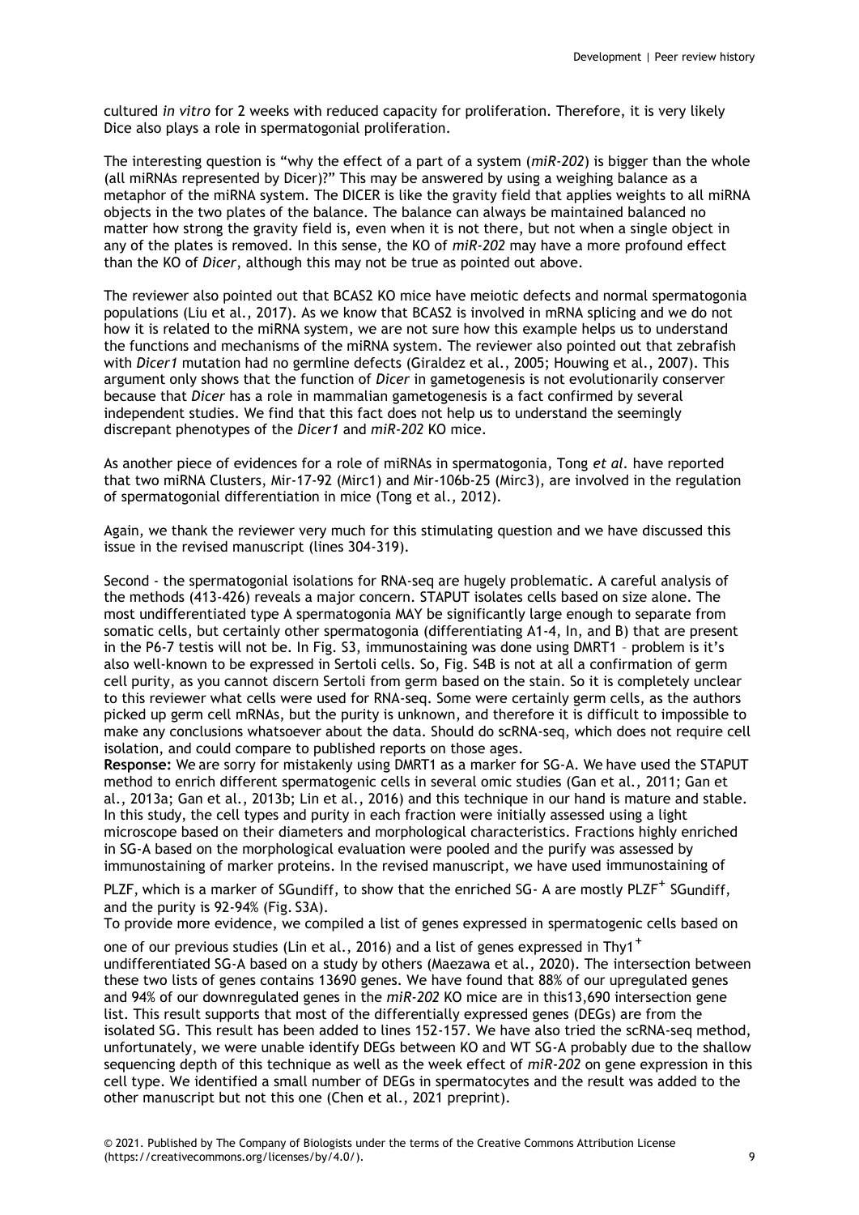cultured *in vitro* for 2 weeks with reduced capacity for proliferation. Therefore, it is very likely Dice also plays a role in spermatogonial proliferation.

The interesting question is "why the effect of a part of a system (*miR-202*) is bigger than the whole (all miRNAs represented by Dicer)?" This may be answered by using a weighing balance as a metaphor of the miRNA system. The DICER is like the gravity field that applies weights to all miRNA objects in the two plates of the balance. The balance can always be maintained balanced no matter how strong the gravity field is, even when it is not there, but not when a single object in any of the plates is removed. In this sense, the KO of *miR-202* may have a more profound effect than the KO of *Dicer*, although this may not be true as pointed out above.

The reviewer also pointed out that BCAS2 KO mice have meiotic defects and normal spermatogonia populations (Liu et al., 2017). As we know that BCAS2 is involved in mRNA splicing and we do not how it is related to the miRNA system, we are not sure how this example helps us to understand the functions and mechanisms of the miRNA system. The reviewer also pointed out that zebrafish with *Dicer1* mutation had no germline defects (Giraldez et al., 2005; Houwing et al., 2007). This argument only shows that the function of *Dicer* in gametogenesis is not evolutionarily conserver because that *Dicer* has a role in mammalian gametogenesis is a fact confirmed by several independent studies. We find that this fact does not help us to understand the seemingly discrepant phenotypes of the *Dicer1* and *miR-202* KO mice.

As another piece of evidences for a role of miRNAs in spermatogonia, Tong *et al.* have reported that two miRNA Clusters, Mir-17-92 (Mirc1) and Mir-106b-25 (Mirc3), are involved in the regulation of spermatogonial differentiation in mice (Tong et al., 2012).

Again, we thank the reviewer very much for this stimulating question and we have discussed this issue in the revised manuscript (lines 304-319).

Second - the spermatogonial isolations for RNA-seq are hugely problematic. A careful analysis of the methods (413-426) reveals a major concern. STAPUT isolates cells based on size alone. The most undifferentiated type A spermatogonia MAY be significantly large enough to separate from somatic cells, but certainly other spermatogonia (differentiating A1-4, In, and B) that are present in the P6-7 testis will not be. In Fig. S3, immunostaining was done using DMRT1 – problem is it's also well-known to be expressed in Sertoli cells. So, Fig. S4B is not at all a confirmation of germ cell purity, as you cannot discern Sertoli from germ based on the stain. So it is completely unclear to this reviewer what cells were used for RNA-seq. Some were certainly germ cells, as the authors picked up germ cell mRNAs, but the purity is unknown, and therefore it is difficult to impossible to make any conclusions whatsoever about the data. Should do scRNA-seq, which does not require cell isolation, and could compare to published reports on those ages.

**Response:** We are sorry for mistakenly using DMRT1 as a marker for SG-A. We have used the STAPUT method to enrich different spermatogenic cells in several omic studies (Gan et al., 2011; Gan et al., 2013a; Gan et al., 2013b; Lin et al., 2016) and this technique in our hand is mature and stable. In this study, the cell types and purity in each fraction were initially assessed using a light microscope based on their diameters and morphological characteristics. Fractions highly enriched in SG-A based on the morphological evaluation were pooled and the purify was assessed by immunostaining of marker proteins. In the revised manuscript, we have used immunostaining of PLZF, which is a marker of $SG_{undiff}$, to show that the enriched SG- A are mostly PLZF$^+$ $SG_{undiff}$, and the purity is 92-94% (Fig. S3A).

To provide more evidence, we compiled a list of genes expressed in spermatogenic cells based on one of our previous studies (Lin et al., 2016) and a list of genes expressed in Thy1$^+$ undifferentiated SG-A based on a study by others (Maezawa et al., 2020). The intersection between these two lists of genes contains 13690 genes. We have found that 88% of our upregulated genes and 94% of our downregulated genes in the *miR-202* KO mice are in this13,690 intersection gene list. This result supports that most of the differentially expressed genes (DEGs) are from the isolated SG. This result has been added to lines 152-157. We have also tried the scRNA-seq method, unfortunately, we were unable identify DEGs between KO and WT SG-A probably due to the shallow sequencing depth of this technique as well as the week effect of *miR-202* on gene expression in this cell type. We identified a small number of DEGs in spermatocytes and the result was added to the other manuscript but not this one (Chen et al., 2021 preprint).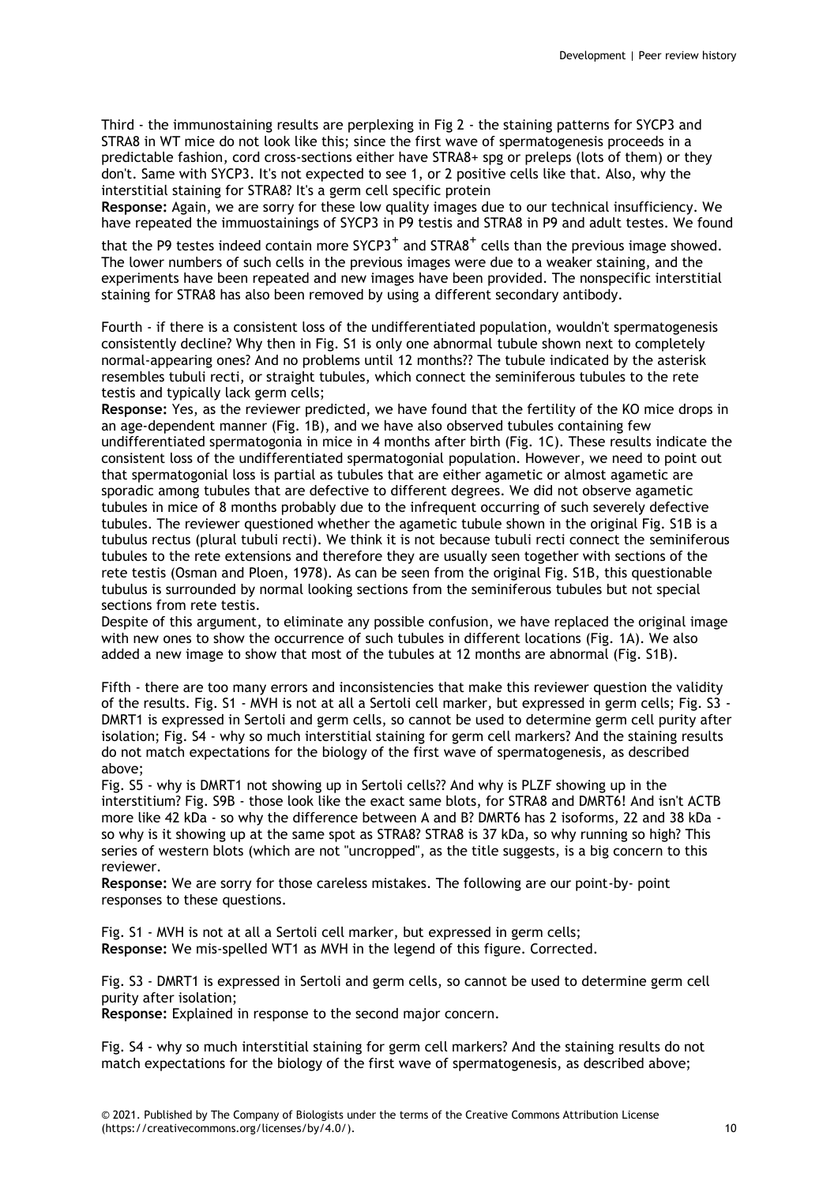Third - the immunostaining results are perplexing in Fig 2 - the staining patterns for SYCP3 and STRA8 in WT mice do not look like this; since the first wave of spermatogenesis proceeds in a predictable fashion, cord cross-sections either have STRA8+ spg or preleps (lots of them) or they don't. Same with SYCP3. It's not expected to see 1, or 2 positive cells like that. Also, why the interstitial staining for STRA8? It's a germ cell specific protein

**Response:** Again, we are sorry for these low quality images due to our technical insufficiency. We have repeated the immuostainings of SYCP3 in P9 testis and STRA8 in P9 and adult testes. We found that the P9 testes indeed contain more SYCP3$^+$ and STRA8$^+$ cells than the previous image showed. The lower numbers of such cells in the previous images were due to a weaker staining, and the experiments have been repeated and new images have been provided. The nonspecific interstitial staining for STRA8 has also been removed by using a different secondary antibody.

Fourth - if there is a consistent loss of the undifferentiated population, wouldn't spermatogenesis consistently decline? Why then in Fig. S1 is only one abnormal tubule shown next to completely normal-appearing ones? And no problems until 12 months?? The tubule indicated by the asterisk resembles tubuli recti, or straight tubules, which connect the seminiferous tubules to the rete testis and typically lack germ cells;

**Response:** Yes, as the reviewer predicted, we have found that the fertility of the KO mice drops in an age-dependent manner (Fig. 1B), and we have also observed tubules containing few undifferentiated spermatogonia in mice in 4 months after birth (Fig. 1C). These results indicate the consistent loss of the undifferentiated spermatogonial population. However, we need to point out that spermatogonial loss is partial as tubules that are either agametic or almost agametic are sporadic among tubules that are defective to different degrees. We did not observe agametic tubules in mice of 8 months probably due to the infrequent occurring of such severely defective tubules. The reviewer questioned whether the agametic tubule shown in the original Fig. S1B is a tubulus rectus (plural tubuli recti). We think it is not because tubuli recti connect the seminiferous tubules to the rete extensions and therefore they are usually seen together with sections of the rete testis (Osman and Ploen, 1978). As can be seen from the original Fig. S1B, this questionable tubulus is surrounded by normal looking sections from the seminiferous tubules but not special sections from rete testis.

Despite of this argument, to eliminate any possible confusion, we have replaced the original image with new ones to show the occurrence of such tubules in different locations (Fig. 1A). We also added a new image to show that most of the tubules at 12 months are abnormal (Fig. S1B).

Fifth - there are too many errors and inconsistencies that make this reviewer question the validity of the results. Fig. S1 - MVH is not at all a Sertoli cell marker, but expressed in germ cells; Fig. S3 - DMRT1 is expressed in Sertoli and germ cells, so cannot be used to determine germ cell purity after isolation; Fig. S4 - why so much interstitial staining for germ cell markers? And the staining results do not match expectations for the biology of the first wave of spermatogenesis, as described above;

Fig. S5 - why is DMRT1 not showing up in Sertoli cells?? And why is PLZF showing up in the interstitium? Fig. S9B - those look like the exact same blots, for STRA8 and DMRT6! And isn't ACTB more like 42 kDa - so why the difference between A and B? DMRT6 has 2 isoforms, 22 and 38 kDa - so why is it showing up at the same spot as STRA8? STRA8 is 37 kDa, so why running so high? This series of western blots (which are not "uncropped", as the title suggests, is a big concern to this reviewer.

**Response:** We are sorry for those careless mistakes. The following are our point-by- point responses to these questions.

Fig. S1 - MVH is not at all a Sertoli cell marker, but expressed in germ cells;

**Response:** We mis-spelled WT1 as MVH in the legend of this figure. Corrected.

Fig. S3 - DMRT1 is expressed in Sertoli and germ cells, so cannot be used to determine germ cell purity after isolation;

**Response:** Explained in response to the second major concern.

Fig. S4 - why so much interstitial staining for germ cell markers? And the staining results do not match expectations for the biology of the first wave of spermatogenesis, as described above;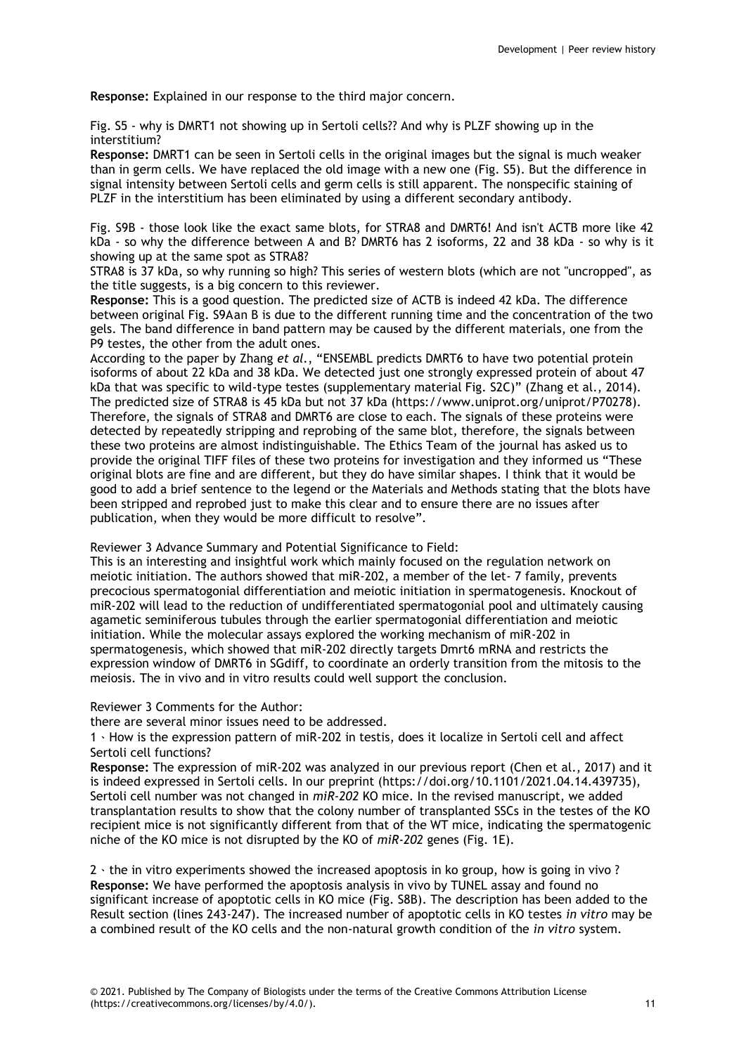**Response:** Explained in our response to the third major concern.

Fig. S5 - why is DMRT1 not showing up in Sertoli cells?? And why is PLZF showing up in the interstitium?

**Response:** DMRT1 can be seen in Sertoli cells in the original images but the signal is much weaker than in germ cells. We have replaced the old image with a new one (Fig. S5). But the difference in signal intensity between Sertoli cells and germ cells is still apparent. The nonspecific staining of PLZF in the interstitium has been eliminated by using a different secondary antibody.

Fig. S9B - those look like the exact same blots, for STRA8 and DMRT6! And isn't ACTB more like 42 kDa - so why the difference between A and B? DMRT6 has 2 isoforms, 22 and 38 kDa - so why is it showing up at the same spot as STRA8?

STRA8 is 37 kDa, so why running so high? This series of western blots (which are not "uncropped", as the title suggests, is a big concern to this reviewer.

**Response:** This is a good question. The predicted size of ACTB is indeed 42 kDa. The difference between original Fig. S9Aan B is due to the different running time and the concentration of the two gels. The band difference in band pattern may be caused by the different materials, one from the P9 testes, the other from the adult ones.

According to the paper by Zhang *et al.*, "ENSEMBL predicts DMRT6 to have two potential protein isoforms of about 22 kDa and 38 kDa. We detected just one strongly expressed protein of about 47 kDa that was specific to wild-type testes (supplementary material Fig. S2C)" (Zhang et al., 2014). The predicted size of STRA8 is 45 kDa but not 37 kDa (https://www.uniprot.org/uniprot/P70278). Therefore, the signals of STRA8 and DMRT6 are close to each. The signals of these proteins were detected by repeatedly stripping and reprobing of the same blot, therefore, the signals between these two proteins are almost indistinguishable. The Ethics Team of the journal has asked us to provide the original TIFF files of these two proteins for investigation and they informed us "These original blots are fine and are different, but they do have similar shapes. I think that it would be good to add a brief sentence to the legend or the Materials and Methods stating that the blots have been stripped and reprobed just to make this clear and to ensure there are no issues after publication, when they would be more difficult to resolve".

Reviewer 3 Advance Summary and Potential Significance to Field:

This is an interesting and insightful work which mainly focused on the regulation network on meiotic initiation. The authors showed that miR-202, a member of the let- 7 family, prevents precocious spermatogonial differentiation and meiotic initiation in spermatogenesis. Knockout of miR-202 will lead to the reduction of undifferentiated spermatogonial pool and ultimately causing agametic seminiferous tubules through the earlier spermatogonial differentiation and meiotic initiation. While the molecular assays explored the working mechanism of miR-202 in spermatogenesis, which showed that miR-202 directly targets Dmrt6 mRNA and restricts the expression window of DMRT6 in SGdiff, to coordinate an orderly transition from the mitosis to the meiosis. The in vivo and in vitro results could well support the conclusion.

Reviewer 3 Comments for the Author:

there are several minor issues need to be addressed.

1、How is the expression pattern of miR-202 in testis, does it localize in Sertoli cell and affect Sertoli cell functions?

**Response:** The expression of miR-202 was analyzed in our previous report (Chen et al., 2017) and it is indeed expressed in Sertoli cells. In our preprint (https://doi.org/10.1101/2021.04.14.439735), Sertoli cell number was not changed in *miR-202* KO mice. In the revised manuscript, we added transplantation results to show that the colony number of transplanted SSCs in the testes of the KO recipient mice is not significantly different from that of the WT mice, indicating the spermatogenic niche of the KO mice is not disrupted by the KO of *miR-202* genes (Fig. 1E).

2、the in vitro experiments showed the increased apoptosis in ko group, how is going in vivo ?

**Response:** We have performed the apoptosis analysis in vivo by TUNEL assay and found no significant increase of apoptotic cells in KO mice (Fig. S8B). The description has been added to the Result section (lines 243-247). The increased number of apoptotic cells in KO testes *in vitro* may be a combined result of the KO cells and the non-natural growth condition of the *in vitro* system.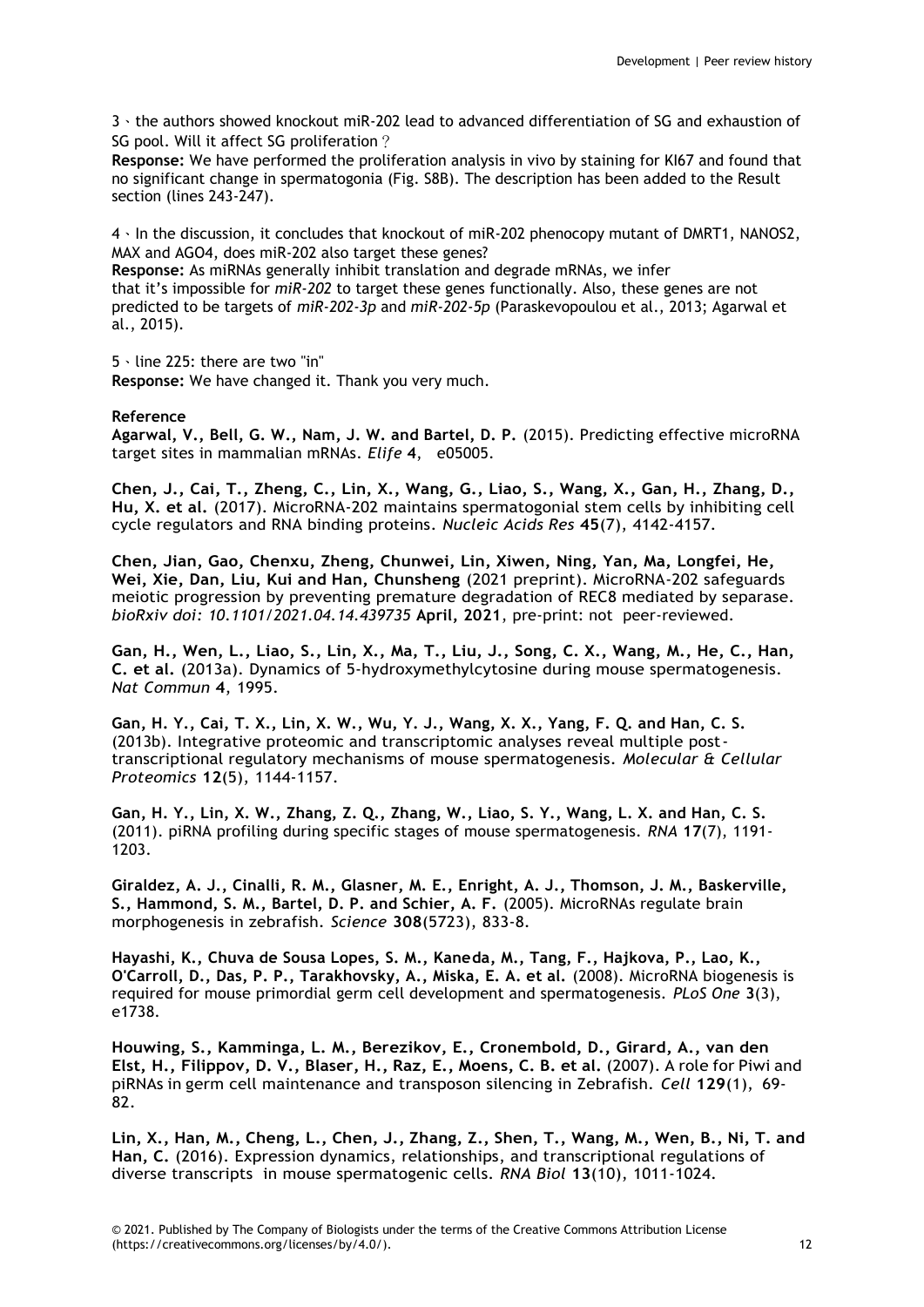3、the authors showed knockout miR-202 lead to advanced differentiation of SG and exhaustion of SG pool. Will it affect SG proliferation？

**Response:** We have performed the proliferation analysis in vivo by staining for KI67 and found that no significant change in spermatogonia (Fig. S8B). The description has been added to the Result section (lines 243-247).

4、In the discussion, it concludes that knockout of miR-202 phenocopy mutant of DMRT1, NANOS2, MAX and AGO4, does miR-202 also target these genes?

**Response:** As miRNAs generally inhibit translation and degrade mRNAs, we infer that it's impossible for *miR-202* to target these genes functionally. Also, these genes are not predicted to be targets of *miR-202-3p* and *miR-202-5p* (Paraskevopoulou et al., 2013; Agarwal et al., 2015).

5、line 225: there are two "in"

**Response:** We have changed it. Thank you very much.

**Reference**

**Agarwal, V., Bell, G. W., Nam, J. W. and Bartel, D. P.** (2015). Predicting effective microRNA target sites in mammalian mRNAs. *Elife* **4**, e05005.

**Chen, J., Cai, T., Zheng, C., Lin, X., Wang, G., Liao, S., Wang, X., Gan, H., Zhang, D., Hu, X. et al.** (2017). MicroRNA-202 maintains spermatogonial stem cells by inhibiting cell cycle regulators and RNA binding proteins. *Nucleic Acids Res* **45**(7), 4142-4157.

**Chen, Jian, Gao, Chenxu, Zheng, Chunwei, Lin, Xiwen, Ning, Yan, Ma, Longfei, He, Wei, Xie, Dan, Liu, Kui and Han, Chunsheng** (2021 preprint). MicroRNA-202 safeguards meiotic progression by preventing premature degradation of REC8 mediated by separase. *bioRxiv doi: 10.1101/2021.04.14.439735* **April, 2021**, pre-print: not peer-reviewed.

**Gan, H., Wen, L., Liao, S., Lin, X., Ma, T., Liu, J., Song, C. X., Wang, M., He, C., Han, C. et al.** (2013a). Dynamics of 5-hydroxymethylcytosine during mouse spermatogenesis. *Nat Commun* **4**, 1995.

**Gan, H. Y., Cai, T. X., Lin, X. W., Wu, Y. J., Wang, X. X., Yang, F. Q. and Han, C. S.** (2013b). Integrative proteomic and transcriptomic analyses reveal multiple post-transcriptional regulatory mechanisms of mouse spermatogenesis. *Molecular & Cellular Proteomics* **12**(5), 1144-1157.

**Gan, H. Y., Lin, X. W., Zhang, Z. Q., Zhang, W., Liao, S. Y., Wang, L. X. and Han, C. S.** (2011). piRNA profiling during specific stages of mouse spermatogenesis. *RNA* **17**(7), 1191-1203.

**Giraldez, A. J., Cinalli, R. M., Glasner, M. E., Enright, A. J., Thomson, J. M., Baskerville, S., Hammond, S. M., Bartel, D. P. and Schier, A. F.** (2005). MicroRNAs regulate brain morphogenesis in zebrafish. *Science* **308**(5723), 833-8.

**Hayashi, K., Chuva de Sousa Lopes, S. M., Kaneda, M., Tang, F., Hajkova, P., Lao, K., O'Carroll, D., Das, P. P., Tarakhovsky, A., Miska, E. A. et al.** (2008). MicroRNA biogenesis is required for mouse primordial germ cell development and spermatogenesis. *PLoS One* **3**(3), e1738.

**Houwing, S., Kamminga, L. M., Berezikov, E., Cronembold, D., Girard, A., van den Elst, H., Filippov, D. V., Blaser, H., Raz, E., Moens, C. B. et al.** (2007). A role for Piwi and piRNAs in germ cell maintenance and transposon silencing in Zebrafish. *Cell* **129**(1), 69-82.

**Lin, X., Han, M., Cheng, L., Chen, J., Zhang, Z., Shen, T., Wang, M., Wen, B., Ni, T. and Han, C.** (2016). Expression dynamics, relationships, and transcriptional regulations of diverse transcripts in mouse spermatogenic cells. *RNA Biol* **13**(10), 1011-1024.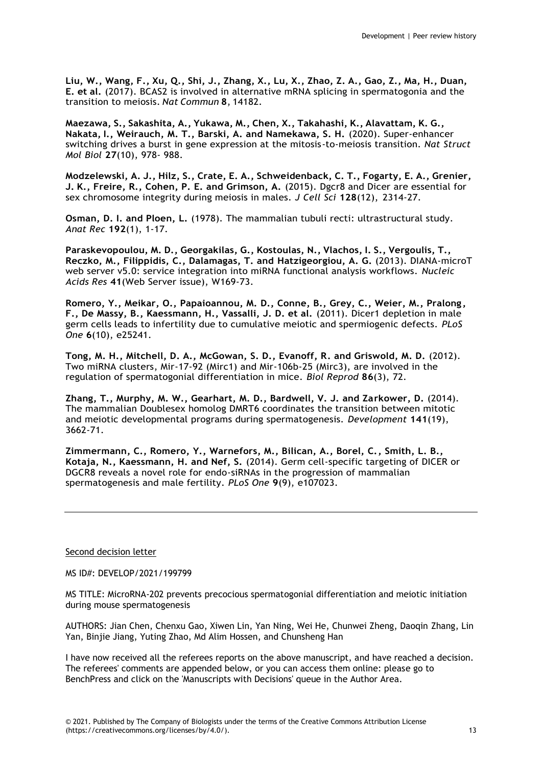**Liu, W., Wang, F., Xu, Q., Shi, J., Zhang, X., Lu, X., Zhao, Z. A., Gao, Z., Ma, H., Duan, E. et al.** (2017). BCAS2 is involved in alternative mRNA splicing in spermatogonia and the transition to meiosis. *Nat Commun* **8**, 14182.

**Maezawa, S., Sakashita, A., Yukawa, M., Chen, X., Takahashi, K., Alavattam, K. G., Nakata, I., Weirauch, M. T., Barski, A. and Namekawa, S. H.** (2020). Super-enhancer switching drives a burst in gene expression at the mitosis-to-meiosis transition. *Nat Struct Mol Biol* **27**(10), 978- 988.

**Modzelewski, A. J., Hilz, S., Crate, E. A., Schweidenback, C. T., Fogarty, E. A., Grenier, J. K., Freire, R., Cohen, P. E. and Grimson, A.** (2015). Dgcr8 and Dicer are essential for sex chromosome integrity during meiosis in males. *J Cell Sci* **128**(12), 2314-27.

**Osman, D. I. and Ploen, L.** (1978). The mammalian tubuli recti: ultrastructural study. *Anat Rec* **192**(1), 1-17.

**Paraskevopoulou, M. D., Georgakilas, G., Kostoulas, N., Vlachos, I. S., Vergoulis, T., Reczko, M., Filippidis, C., Dalamagas, T. and Hatzigeorgiou, A. G.** (2013). DIANA-microT web server v5.0: service integration into miRNA functional analysis workflows. *Nucleic Acids Res* **41**(Web Server issue), W169-73.

**Romero, Y., Meikar, O., Papaioannou, M. D., Conne, B., Grey, C., Weier, M., Pralong, F., De Massy, B., Kaessmann, H., Vassalli, J. D. et al.** (2011). Dicer1 depletion in male germ cells leads to infertility due to cumulative meiotic and spermiogenic defects. *PLoS One* **6**(10), e25241.

**Tong, M. H., Mitchell, D. A., McGowan, S. D., Evanoff, R. and Griswold, M. D.** (2012). Two miRNA clusters, Mir-17-92 (Mirc1) and Mir-106b-25 (Mirc3), are involved in the regulation of spermatogonial differentiation in mice. *Biol Reprod* **86**(3), 72.

**Zhang, T., Murphy, M. W., Gearhart, M. D., Bardwell, V. J. and Zarkower, D.** (2014). The mammalian Doublesex homolog DMRT6 coordinates the transition between mitotic and meiotic developmental programs during spermatogenesis. *Development* **141**(19), 3662-71.

**Zimmermann, C., Romero, Y., Warnefors, M., Bilican, A., Borel, C., Smith, L. B., Kotaja, N., Kaessmann, H. and Nef, S.** (2014). Germ cell-specific targeting of DICER or DGCR8 reveals a novel role for endo-siRNAs in the progression of mammalian spermatogenesis and male fertility. *PLoS One* **9**(9), e107023.

---

Second decision letter

MS ID#: DEVELOP/2021/199799

MS TITLE: MicroRNA-202 prevents precocious spermatogonial differentiation and meiotic initiation during mouse spermatogenesis

AUTHORS: Jian Chen, Chenxu Gao, Xiwen Lin, Yan Ning, Wei He, Chunwei Zheng, Daoqin Zhang, Lin Yan, Binjie Jiang, Yuting Zhao, Md Alim Hossen, and Chunsheng Han

I have now received all the referees reports on the above manuscript, and have reached a decision. The referees' comments are appended below, or you can access them online: please go to BenchPress and click on the 'Manuscripts with Decisions' queue in the Author Area.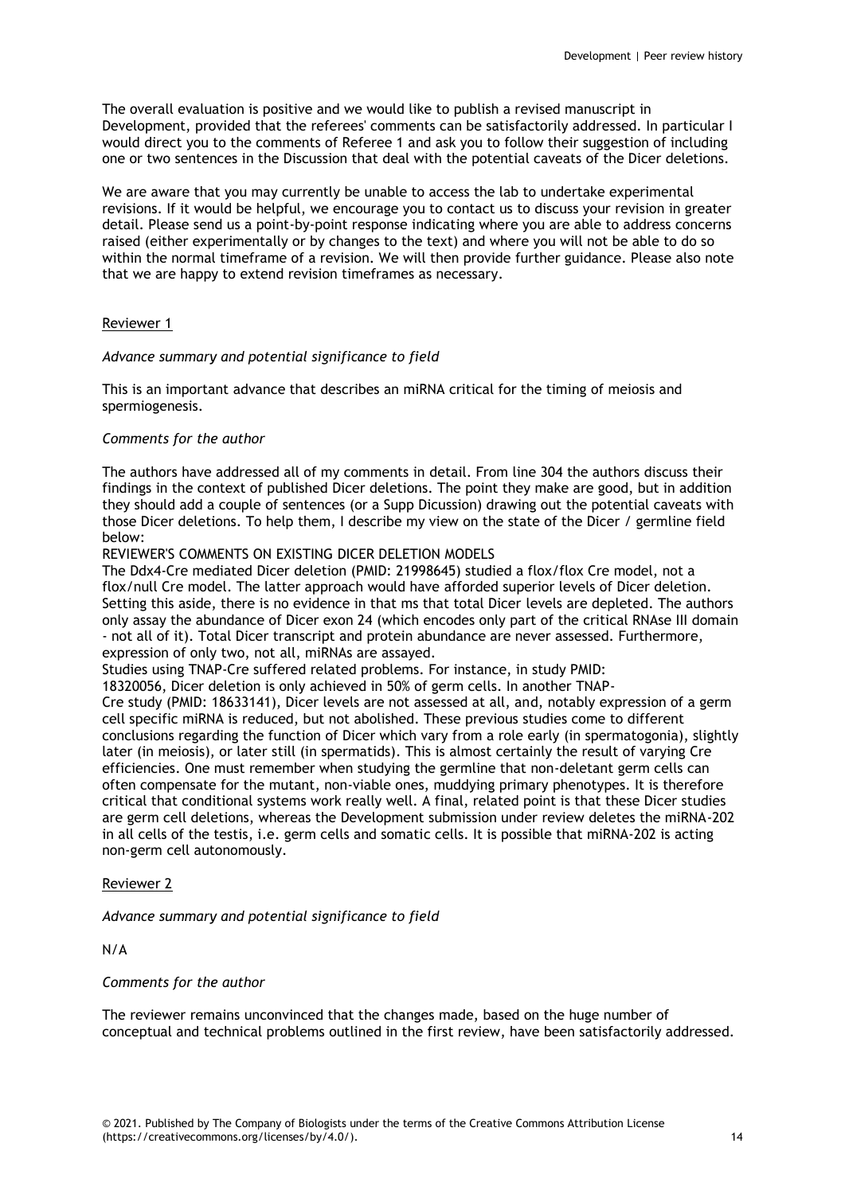The overall evaluation is positive and we would like to publish a revised manuscript in Development, provided that the referees' comments can be satisfactorily addressed. In particular I would direct you to the comments of Referee 1 and ask you to follow their suggestion of including one or two sentences in the Discussion that deal with the potential caveats of the Dicer deletions.

We are aware that you may currently be unable to access the lab to undertake experimental revisions. If it would be helpful, we encourage you to contact us to discuss your revision in greater detail. Please send us a point-by-point response indicating where you are able to address concerns raised (either experimentally or by changes to the text) and where you will not be able to do so within the normal timeframe of a revision. We will then provide further guidance. Please also note that we are happy to extend revision timeframes as necessary.

## Reviewer 1

*Advance summary and potential significance to field*

This is an important advance that describes an miRNA critical for the timing of meiosis and spermiogenesis.

*Comments for the author*

The authors have addressed all of my comments in detail. From line 304 the authors discuss their findings in the context of published Dicer deletions. The point they make are good, but in addition they should add a couple of sentences (or a Supp Dicussion) drawing out the potential caveats with those Dicer deletions. To help them, I describe my view on the state of the Dicer / germline field below:

REVIEWER'S COMMENTS ON EXISTING DICER DELETION MODELS

The Ddx4-Cre mediated Dicer deletion (PMID: 21998645) studied a flox/flox Cre model, not a flox/null Cre model. The latter approach would have afforded superior levels of Dicer deletion. Setting this aside, there is no evidence in that ms that total Dicer levels are depleted. The authors only assay the abundance of Dicer exon 24 (which encodes only part of the critical RNAse III domain - not all of it). Total Dicer transcript and protein abundance are never assessed. Furthermore, expression of only two, not all, miRNAs are assayed.

Studies using TNAP-Cre suffered related problems. For instance, in study PMID: 18320056, Dicer deletion is only achieved in 50% of germ cells. In another TNAP-Cre study (PMID: 18633141), Dicer levels are not assessed at all, and, notably expression of a germ cell specific miRNA is reduced, but not abolished. These previous studies come to different conclusions regarding the function of Dicer which vary from a role early (in spermatogonia), slightly later (in meiosis), or later still (in spermatids). This is almost certainly the result of varying Cre efficiencies. One must remember when studying the germline that non-deletant germ cells can often compensate for the mutant, non-viable ones, muddying primary phenotypes. It is therefore critical that conditional systems work really well. A final, related point is that these Dicer studies are germ cell deletions, whereas the Development submission under review deletes the miRNA-202 in all cells of the testis, i.e. germ cells and somatic cells. It is possible that miRNA-202 is acting non-germ cell autonomously.

## Reviewer 2

*Advance summary and potential significance to field*

N/A

*Comments for the author*

The reviewer remains unconvinced that the changes made, based on the huge number of conceptual and technical problems outlined in the first review, have been satisfactorily addressed.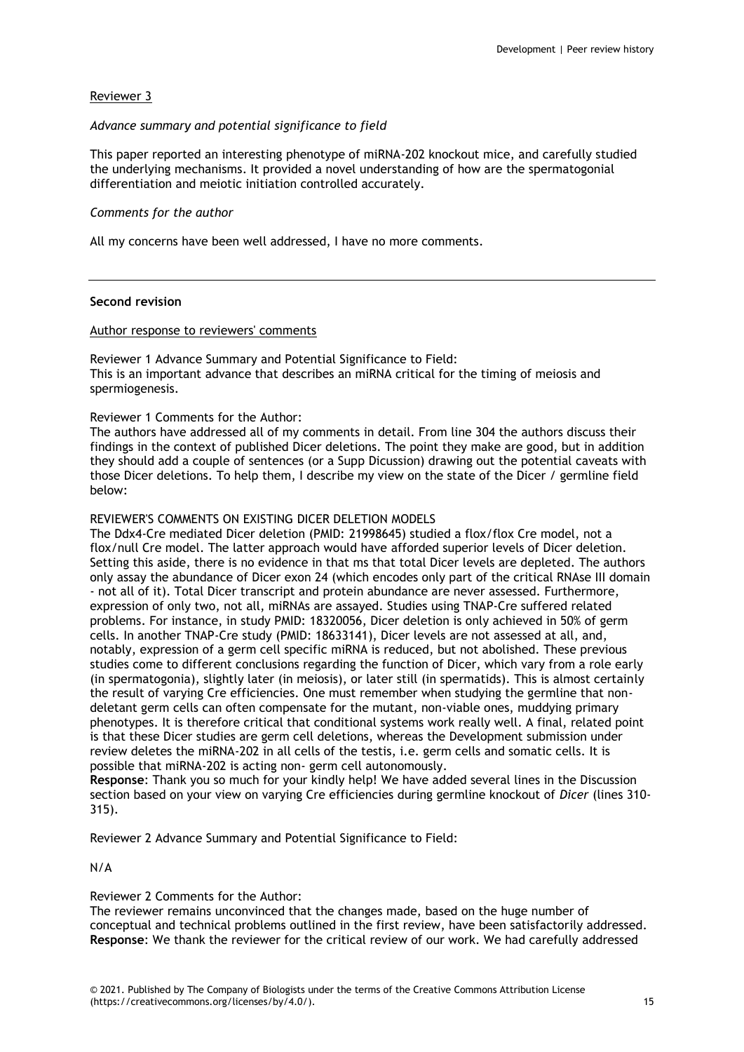Reviewer 3

*Advance summary and potential significance to field*

This paper reported an interesting phenotype of miRNA-202 knockout mice, and carefully studied the underlying mechanisms. It provided a novel understanding of how are the spermatogonial differentiation and meiotic initiation controlled accurately.

*Comments for the author*

All my concerns have been well addressed, I have no more comments.

---

**Second revision**

Author response to reviewers' comments

Reviewer 1 Advance Summary and Potential Significance to Field:
This is an important advance that describes an miRNA critical for the timing of meiosis and spermiogenesis.

Reviewer 1 Comments for the Author:
The authors have addressed all of my comments in detail. From line 304 the authors discuss their findings in the context of published Dicer deletions. The point they make are good, but in addition they should add a couple of sentences (or a Supp Dicussion) drawing out the potential caveats with those Dicer deletions. To help them, I describe my view on the state of the Dicer / germline field below:

REVIEWER'S COMMENTS ON EXISTING DICER DELETION MODELS
The Ddx4-Cre mediated Dicer deletion (PMID: 21998645) studied a flox/flox Cre model, not a flox/null Cre model. The latter approach would have afforded superior levels of Dicer deletion. Setting this aside, there is no evidence in that ms that total Dicer levels are depleted. The authors only assay the abundance of Dicer exon 24 (which encodes only part of the critical RNAse III domain - not all of it). Total Dicer transcript and protein abundance are never assessed. Furthermore, expression of only two, not all, miRNAs are assayed. Studies using TNAP-Cre suffered related problems. For instance, in study PMID: 18320056, Dicer deletion is only achieved in 50% of germ cells. In another TNAP-Cre study (PMID: 18633141), Dicer levels are not assessed at all, and, notably, expression of a germ cell specific miRNA is reduced, but not abolished. These previous studies come to different conclusions regarding the function of Dicer, which vary from a role early (in spermatogonia), slightly later (in meiosis), or later still (in spermatids). This is almost certainly the result of varying Cre efficiencies. One must remember when studying the germline that non-deletant germ cells can often compensate for the mutant, non-viable ones, muddying primary phenotypes. It is therefore critical that conditional systems work really well. A final, related point is that these Dicer studies are germ cell deletions, whereas the Development submission under review deletes the miRNA-202 in all cells of the testis, i.e. germ cells and somatic cells. It is possible that miRNA-202 is acting non- germ cell autonomously.
**Response**: Thank you so much for your kindly help! We have added several lines in the Discussion section based on your view on varying Cre efficiencies during germline knockout of *Dicer* (lines 310-315).

Reviewer 2 Advance Summary and Potential Significance to Field:

N/A

Reviewer 2 Comments for the Author:
The reviewer remains unconvinced that the changes made, based on the huge number of conceptual and technical problems outlined in the first review, have been satisfactorily addressed.
**Response**: We thank the reviewer for the critical review of our work. We had carefully addressed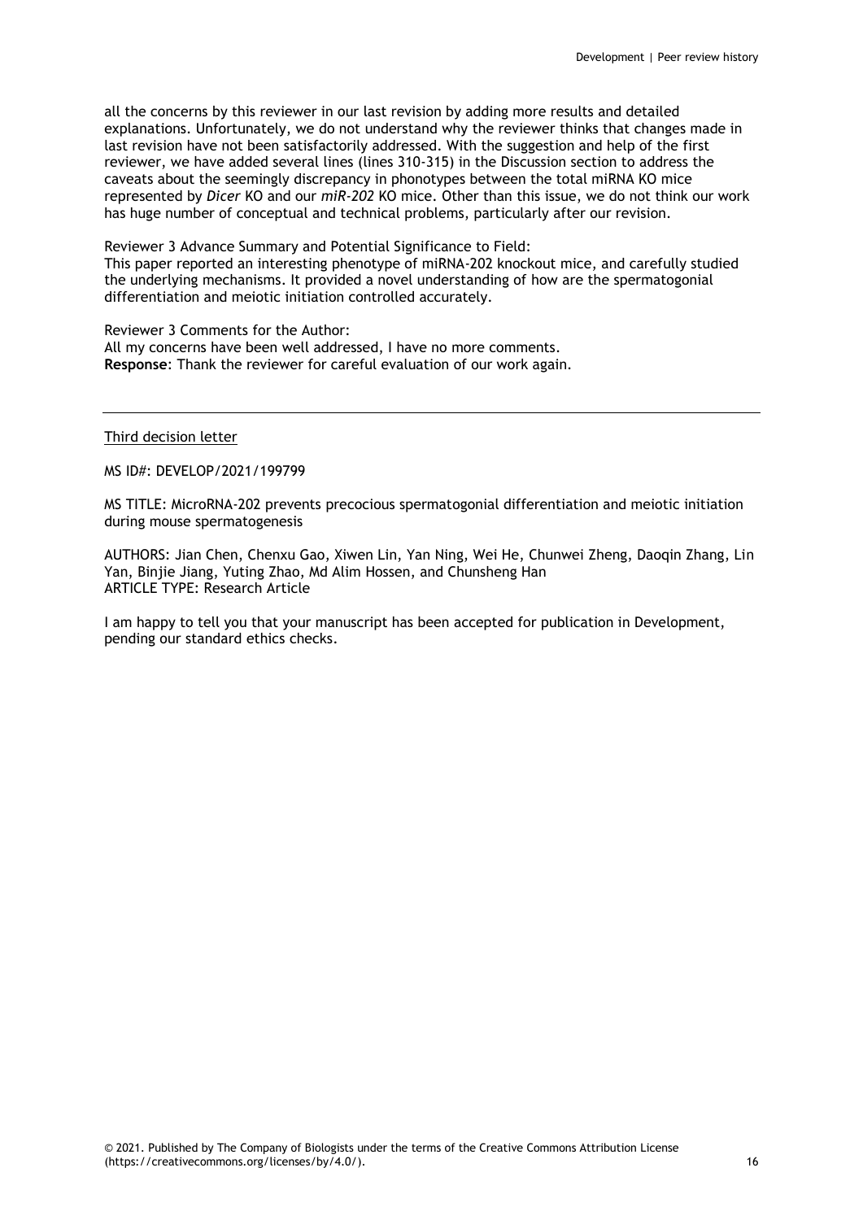all the concerns by this reviewer in our last revision by adding more results and detailed explanations. Unfortunately, we do not understand why the reviewer thinks that changes made in last revision have not been satisfactorily addressed. With the suggestion and help of the first reviewer, we have added several lines (lines 310-315) in the Discussion section to address the caveats about the seemingly discrepancy in phonotypes between the total miRNA KO mice represented by *Dicer* KO and our *miR-202* KO mice. Other than this issue, we do not think our work has huge number of conceptual and technical problems, particularly after our revision.

Reviewer 3 Advance Summary and Potential Significance to Field:
This paper reported an interesting phenotype of miRNA-202 knockout mice, and carefully studied the underlying mechanisms. It provided a novel understanding of how are the spermatogonial differentiation and meiotic initiation controlled accurately.

Reviewer 3 Comments for the Author:
All my concerns have been well addressed, I have no more comments.
**Response**: Thank the reviewer for careful evaluation of our work again.

---

Third decision letter

MS ID#: DEVELOP/2021/199799

MS TITLE: MicroRNA-202 prevents precocious spermatogonial differentiation and meiotic initiation during mouse spermatogenesis

AUTHORS: Jian Chen, Chenxu Gao, Xiwen Lin, Yan Ning, Wei He, Chunwei Zheng, Daoqin Zhang, Lin Yan, Binjie Jiang, Yuting Zhao, Md Alim Hossen, and Chunsheng Han
ARTICLE TYPE: Research Article

I am happy to tell you that your manuscript has been accepted for publication in Development, pending our standard ethics checks.

© 2021. Published by The Company of Biologists under the terms of the Creative Commons Attribution License (https://creativecommons.org/licenses/by/4.0/).